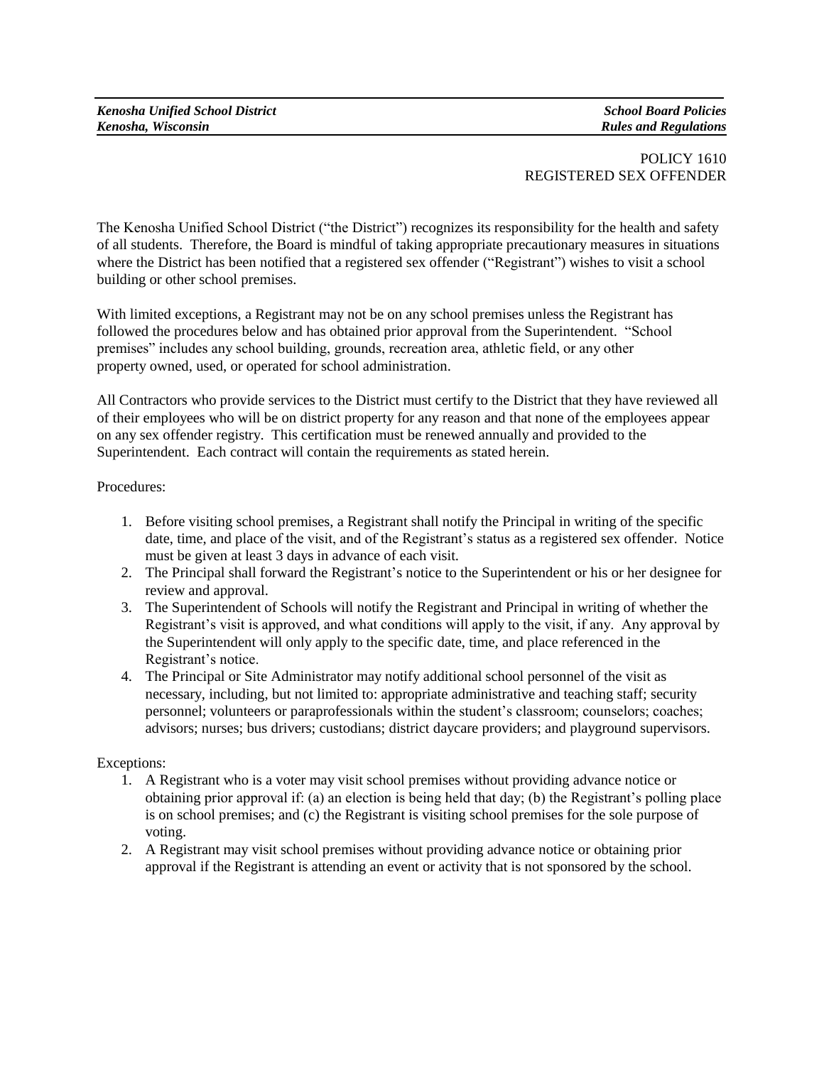*Kenosha Unified School District* | *School Board Policies*
*Kenosha, Wisconsin* | *Rules and Regulations*

POLICY 1610
REGISTERED SEX OFFENDER

The Kenosha Unified School District ("the District") recognizes its responsibility for the health and safety of all students. Therefore, the Board is mindful of taking appropriate precautionary measures in situations where the District has been notified that a registered sex offender ("Registrant") wishes to visit a school building or other school premises.

With limited exceptions, a Registrant may not be on any school premises unless the Registrant has followed the procedures below and has obtained prior approval from the Superintendent. "School premises" includes any school building, grounds, recreation area, athletic field, or any other property owned, used, or operated for school administration.

All Contractors who provide services to the District must certify to the District that they have reviewed all of their employees who will be on district property for any reason and that none of the employees appear on any sex offender registry. This certification must be renewed annually and provided to the Superintendent. Each contract will contain the requirements as stated herein.

Procedures:

1. Before visiting school premises, a Registrant shall notify the Principal in writing of the specific date, time, and place of the visit, and of the Registrant's status as a registered sex offender. Notice must be given at least 3 days in advance of each visit.
2. The Principal shall forward the Registrant's notice to the Superintendent or his or her designee for review and approval.
3. The Superintendent of Schools will notify the Registrant and Principal in writing of whether the Registrant's visit is approved, and what conditions will apply to the visit, if any. Any approval by the Superintendent will only apply to the specific date, time, and place referenced in the Registrant's notice.
4. The Principal or Site Administrator may notify additional school personnel of the visit as necessary, including, but not limited to: appropriate administrative and teaching staff; security personnel; volunteers or paraprofessionals within the student's classroom; counselors; coaches; advisors; nurses; bus drivers; custodians; district daycare providers; and playground supervisors.

Exceptions:

1. A Registrant who is a voter may visit school premises without providing advance notice or obtaining prior approval if: (a) an election is being held that day; (b) the Registrant's polling place is on school premises; and (c) the Registrant is visiting school premises for the sole purpose of voting.
2. A Registrant may visit school premises without providing advance notice or obtaining prior approval if the Registrant is attending an event or activity that is not sponsored by the school.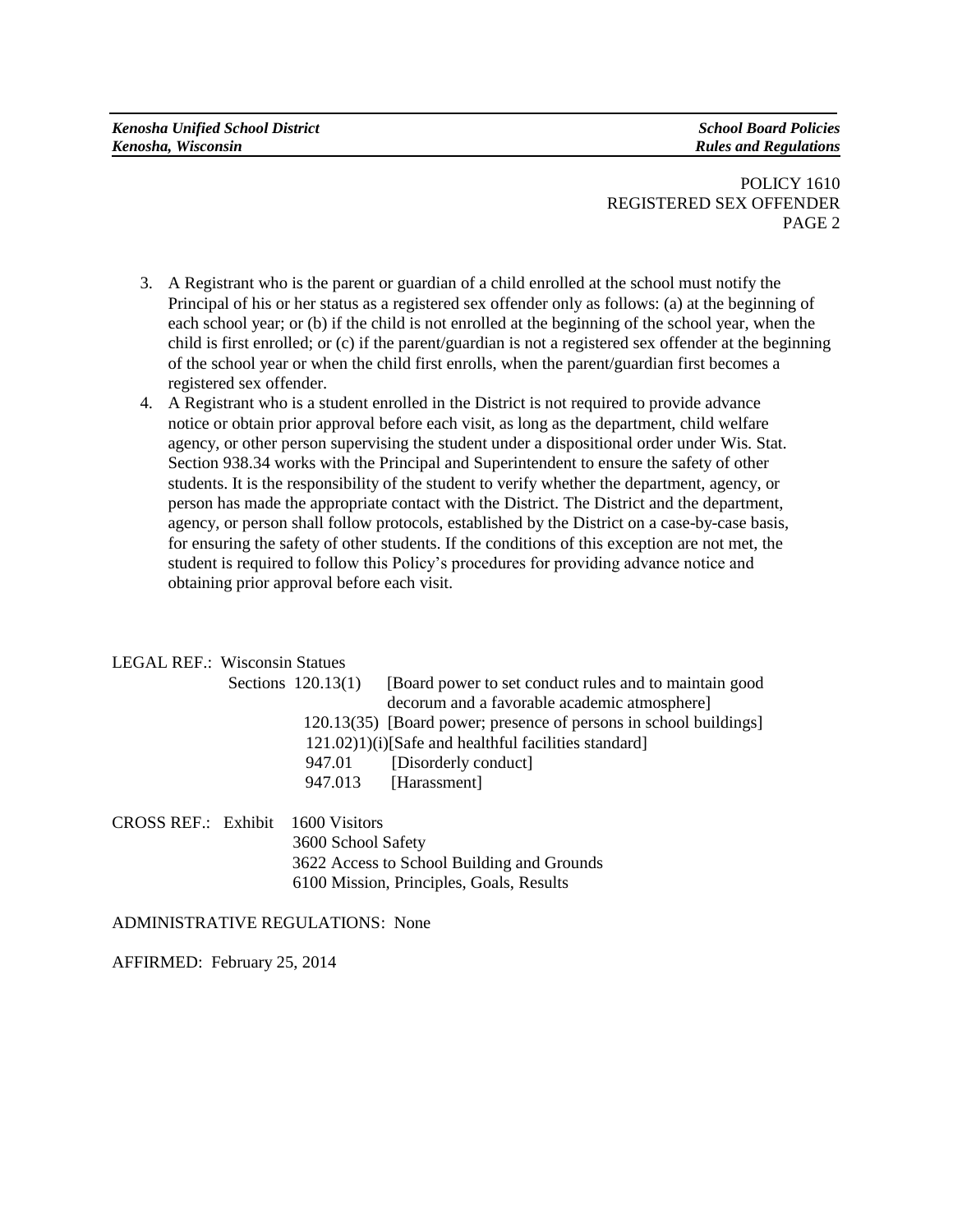POLICY 1610
REGISTERED SEX OFFENDER
PAGE 2

3. A Registrant who is the parent or guardian of a child enrolled at the school must notify the Principal of his or her status as a registered sex offender only as follows: (a) at the beginning of each school year; or (b) if the child is not enrolled at the beginning of the school year, when the child is first enrolled; or (c) if the parent/guardian is not a registered sex offender at the beginning of the school year or when the child first enrolls, when the parent/guardian first becomes a registered sex offender.
4. A Registrant who is a student enrolled in the District is not required to provide advance notice or obtain prior approval before each visit, as long as the department, child welfare agency, or other person supervising the student under a dispositional order under Wis. Stat. Section 938.34 works with the Principal and Superintendent to ensure the safety of other students. It is the responsibility of the student to verify whether the department, agency, or person has made the appropriate contact with the District. The District and the department, agency, or person shall follow protocols, established by the District on a case-by-case basis, for ensuring the safety of other students. If the conditions of this exception are not met, the student is required to follow this Policy's procedures for providing advance notice and obtaining prior approval before each visit.

LEGAL REF.: Wisconsin Statues
Sections 120.13(1) [Board power to set conduct rules and to maintain good decorum and a favorable academic atmosphere]
120.13(35) [Board power; presence of persons in school buildings]
121.02)1)(i)[Safe and healthful facilities standard]
947.01 [Disorderly conduct]
947.013 [Harassment]

CROSS REF.: Exhibit 1600 Visitors
3600 School Safety
3622 Access to School Building and Grounds
6100 Mission, Principles, Goals, Results

ADMINISTRATIVE REGULATIONS: None

AFFIRMED: February 25, 2014